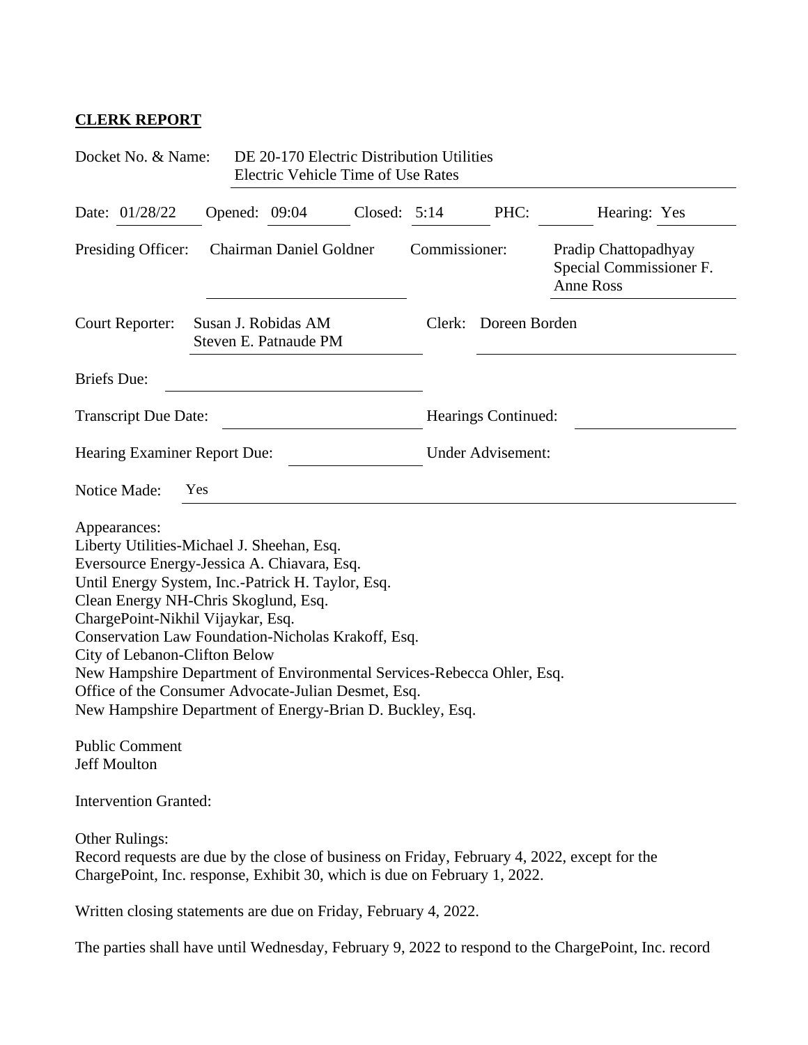**CLERK REPORT**

Docket No. & Name: DE 20-170 Electric Distribution Utilities Electric Vehicle Time of Use Rates

Date: 01/28/22 Opened: 09:04 Closed: 5:14 PHC: Hearing: Yes

Presiding Officer: Chairman Daniel Goldner Commissioner: Pradip Chattopadhyay Special Commissioner F. Anne Ross

Court Reporter: Susan J. Robidas AM Steven E. Patnaude PM Clerk: Doreen Borden

Briefs Due:

Transcript Due Date: Hearings Continued:

Hearing Examiner Report Due: Under Advisement:

Notice Made: Yes

Appearances:
Liberty Utilities-Michael J. Sheehan, Esq.
Eversource Energy-Jessica A. Chiavara, Esq.
Until Energy System, Inc.-Patrick H. Taylor, Esq.
Clean Energy NH-Chris Skoglund, Esq.
ChargePoint-Nikhil Vijaykar, Esq.
Conservation Law Foundation-Nicholas Krakoff, Esq.
City of Lebanon-Clifton Below
New Hampshire Department of Environmental Services-Rebecca Ohler, Esq.
Office of the Consumer Advocate-Julian Desmet, Esq.
New Hampshire Department of Energy-Brian D. Buckley, Esq.

Public Comment
Jeff Moulton

Intervention Granted:

Other Rulings:
Record requests are due by the close of business on Friday, February 4, 2022, except for the ChargePoint, Inc. response, Exhibit 30, which is due on February 1, 2022.

Written closing statements are due on Friday, February 4, 2022.

The parties shall have until Wednesday, February 9, 2022 to respond to the ChargePoint, Inc. record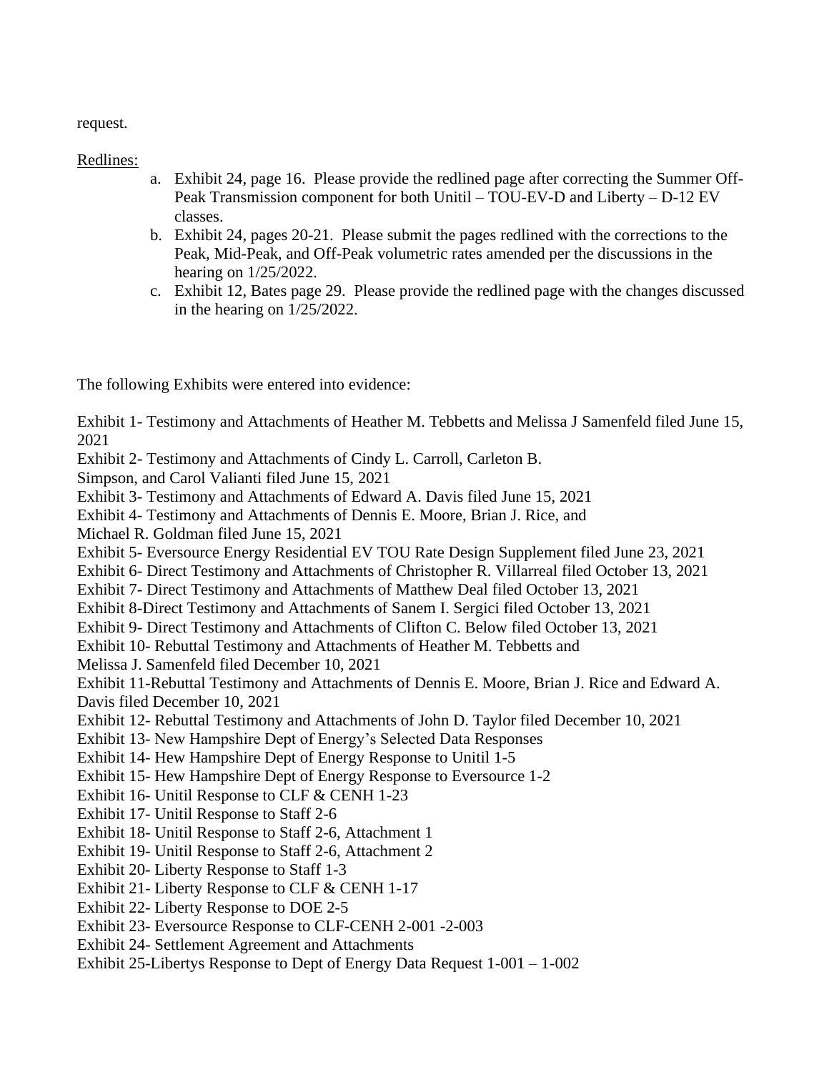request.

Redlines:

a. Exhibit 24, page 16. Please provide the redlined page after correcting the Summer Off-Peak Transmission component for both Unitil – TOU-EV-D and Liberty – D-12 EV classes.
b. Exhibit 24, pages 20-21. Please submit the pages redlined with the corrections to the Peak, Mid-Peak, and Off-Peak volumetric rates amended per the discussions in the hearing on 1/25/2022.
c. Exhibit 12, Bates page 29. Please provide the redlined page with the changes discussed in the hearing on 1/25/2022.

The following Exhibits were entered into evidence:

Exhibit 1- Testimony and Attachments of Heather M. Tebbetts and Melissa J Samenfeld filed June 15, 2021
Exhibit 2- Testimony and Attachments of Cindy L. Carroll, Carleton B. Simpson, and Carol Valianti filed June 15, 2021
Exhibit 3- Testimony and Attachments of Edward A. Davis filed June 15, 2021
Exhibit 4- Testimony and Attachments of Dennis E. Moore, Brian J. Rice, and Michael R. Goldman filed June 15, 2021
Exhibit 5- Eversource Energy Residential EV TOU Rate Design Supplement filed June 23, 2021
Exhibit 6- Direct Testimony and Attachments of Christopher R. Villarreal filed October 13, 2021
Exhibit 7- Direct Testimony and Attachments of Matthew Deal filed October 13, 2021
Exhibit 8-Direct Testimony and Attachments of Sanem I. Sergici filed October 13, 2021
Exhibit 9- Direct Testimony and Attachments of Clifton C. Below filed October 13, 2021
Exhibit 10- Rebuttal Testimony and Attachments of Heather M. Tebbetts and Melissa J. Samenfeld filed December 10, 2021
Exhibit 11-Rebuttal Testimony and Attachments of Dennis E. Moore, Brian J. Rice and Edward A. Davis filed December 10, 2021
Exhibit 12- Rebuttal Testimony and Attachments of John D. Taylor filed December 10, 2021
Exhibit 13- New Hampshire Dept of Energy's Selected Data Responses
Exhibit 14- Hew Hampshire Dept of Energy Response to Unitil 1-5
Exhibit 15- Hew Hampshire Dept of Energy Response to Eversource 1-2
Exhibit 16- Unitil Response to CLF & CENH 1-23
Exhibit 17- Unitil Response to Staff 2-6
Exhibit 18- Unitil Response to Staff 2-6, Attachment 1
Exhibit 19- Unitil Response to Staff 2-6, Attachment 2
Exhibit 20- Liberty Response to Staff 1-3
Exhibit 21- Liberty Response to CLF & CENH 1-17
Exhibit 22- Liberty Response to DOE 2-5
Exhibit 23- Eversource Response to CLF-CENH 2-001 -2-003
Exhibit 24- Settlement Agreement and Attachments
Exhibit 25-Libertys Response to Dept of Energy Data Request 1-001 – 1-002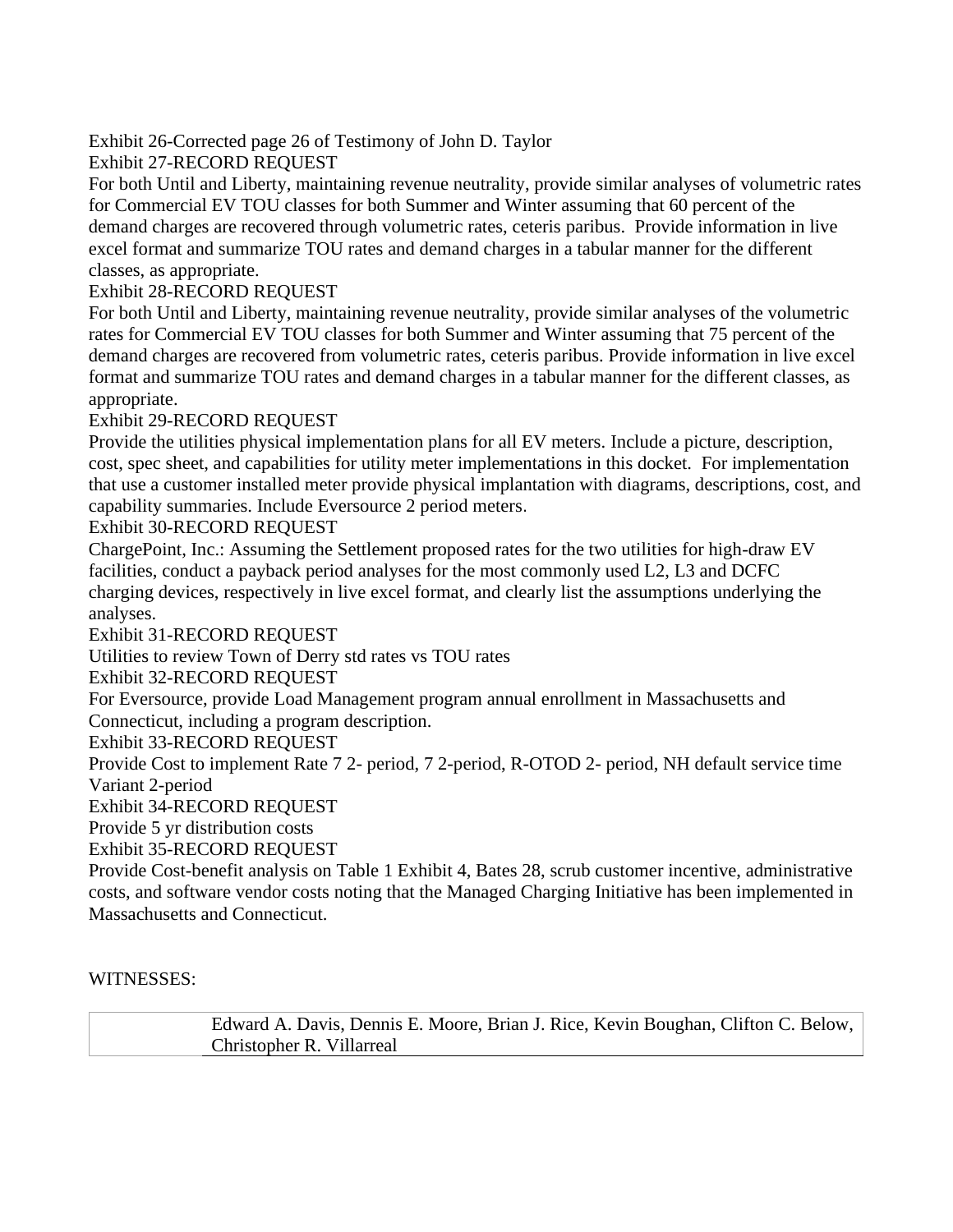Exhibit 26-Corrected page 26 of Testimony of John D. Taylor

Exhibit 27-RECORD REQUEST

For both Until and Liberty, maintaining revenue neutrality, provide similar analyses of volumetric rates for Commercial EV TOU classes for both Summer and Winter assuming that 60 percent of the demand charges are recovered through volumetric rates, ceteris paribus. Provide information in live excel format and summarize TOU rates and demand charges in a tabular manner for the different classes, as appropriate.

Exhibit 28-RECORD REQUEST

For both Until and Liberty, maintaining revenue neutrality, provide similar analyses of the volumetric rates for Commercial EV TOU classes for both Summer and Winter assuming that 75 percent of the demand charges are recovered from volumetric rates, ceteris paribus. Provide information in live excel format and summarize TOU rates and demand charges in a tabular manner for the different classes, as appropriate.

Exhibit 29-RECORD REQUEST

Provide the utilities physical implementation plans for all EV meters. Include a picture, description, cost, spec sheet, and capabilities for utility meter implementations in this docket. For implementation that use a customer installed meter provide physical implantation with diagrams, descriptions, cost, and capability summaries. Include Eversource 2 period meters.

Exhibit 30-RECORD REQUEST

ChargePoint, Inc.: Assuming the Settlement proposed rates for the two utilities for high-draw EV facilities, conduct a payback period analyses for the most commonly used L2, L3 and DCFC charging devices, respectively in live excel format, and clearly list the assumptions underlying the analyses.

Exhibit 31-RECORD REQUEST

Utilities to review Town of Derry std rates vs TOU rates

Exhibit 32-RECORD REQUEST

For Eversource, provide Load Management program annual enrollment in Massachusetts and Connecticut, including a program description.

Exhibit 33-RECORD REQUEST

Provide Cost to implement Rate 7 2- period, 7 2-period, R-OTOD 2- period, NH default service time Variant 2-period

Exhibit 34-RECORD REQUEST

Provide 5 yr distribution costs

Exhibit 35-RECORD REQUEST

Provide Cost-benefit analysis on Table 1 Exhibit 4, Bates 28, scrub customer incentive, administrative costs, and software vendor costs noting that the Managed Charging Initiative has been implemented in Massachusetts and Connecticut.

WITNESSES:

| | |
|---|---|
| | Edward A. Davis, Dennis E. Moore, Brian J. Rice, Kevin Boughan, Clifton C. Below, Christopher R. Villarreal |